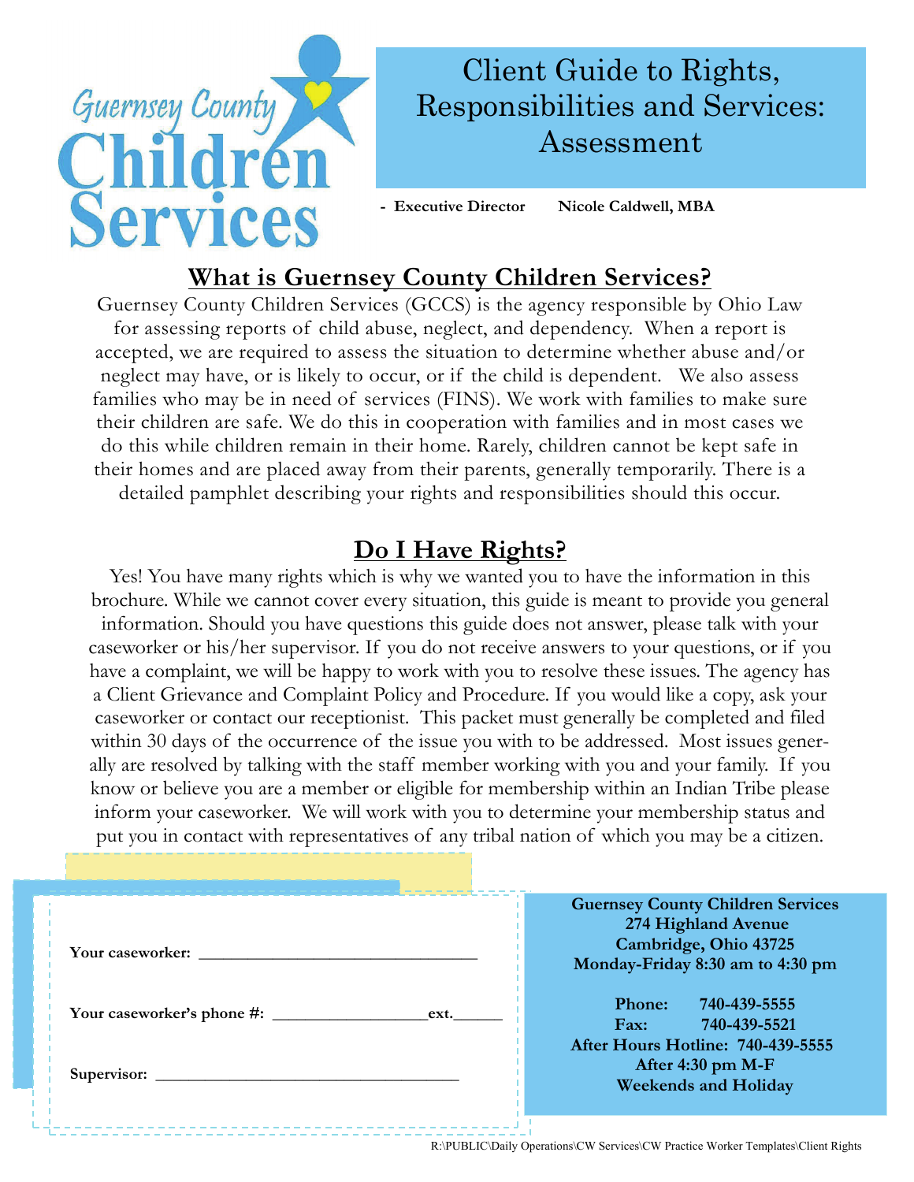Guernsey County Children Services

# Client Guide to Rights, Responsibilities and Services: Assessment

**- Executive Director Nicole Caldwell, MBA**

## What is Guernsey County Children Services?

Guernsey County Children Services (GCCS) is the agency responsible by Ohio Law for assessing reports of child abuse, neglect, and dependency. When a report is accepted, we are required to assess the situation to determine whether abuse and/or neglect may have, or is likely to occur, or if the child is dependent. We also assess families who may be in need of services (FINS). We work with families to make sure their children are safe. We do this in cooperation with families and in most cases we do this while children remain in their home. Rarely, children cannot be kept safe in their homes and are placed away from their parents, generally temporarily. There is a detailed pamphlet describing your rights and responsibilities should this occur.

## Do I Have Rights?

Yes! You have many rights which is why we wanted you to have the information in this brochure. While we cannot cover every situation, this guide is meant to provide you general information. Should you have questions this guide does not answer, please talk with your caseworker or his/her supervisor. If you do not receive answers to your questions, or if you have a complaint, we will be happy to work with you to resolve these issues. The agency has a Client Grievance and Complaint Policy and Procedure. If you would like a copy, ask your caseworker or contact our receptionist. This packet must generally be completed and filed within 30 days of the occurrence of the issue you with to be addressed. Most issues generally are resolved by talking with the staff member working with you and your family. If you know or believe you are a member or eligible for membership within an Indian Tribe please inform your caseworker. We will work with you to determine your membership status and put you in contact with representatives of any tribal nation of which you may be a citizen.

**Your caseworker:** ________________________________

**Your caseworker's phone #:** _________________ext.______

**Supervisor:** ___________________________________

**Guernsey County Children Services**
**274 Highland Avenue**
**Cambridge, Ohio 43725**
**Monday-Friday 8:30 am to 4:30 pm**

**Phone: 740-439-5555**
**Fax: 740-439-5521**
**After Hours Hotline: 740-439-5555**
**After 4:30 pm M-F**
**Weekends and Holiday**

R:\PUBLIC\Daily Operations\CW Services\CW Practice Worker Templates\Client Rights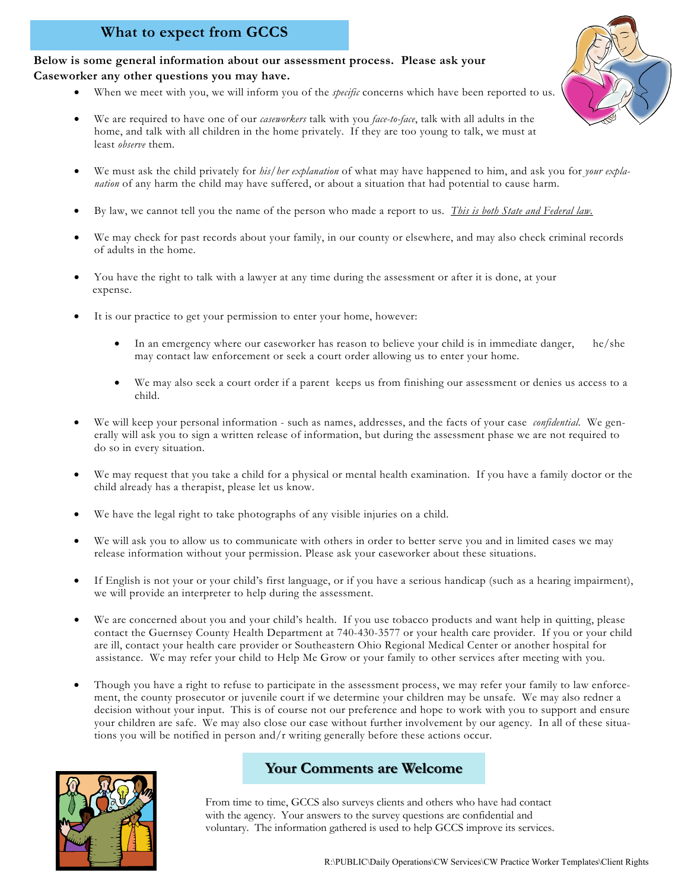## What to expect from GCCS

**Below is some general information about our assessment process. Please ask your Caseworker any other questions you may have.**

- When we meet with you, we will inform you of the *specific* concerns which have been reported to us.
- We are required to have one of our *caseworkers* talk with you *face-to-face*, talk with all adults in the home, and talk with all children in the home privately. If they are too young to talk, we must at least *observe* them.
- We must ask the child privately for *his/her explanation* of what may have happened to him, and ask you for *your explanation* of any harm the child may have suffered, or about a situation that had potential to cause harm.
- By law, we cannot tell you the name of the person who made a report to us. *This is both State and Federal law.*
- We may check for past records about your family, in our county or elsewhere, and may also check criminal records of adults in the home.
- You have the right to talk with a lawyer at any time during the assessment or after it is done, at your expense.
- It is our practice to get your permission to enter your home, however:
  - In an emergency where our caseworker has reason to believe your child is in immediate danger, he/she may contact law enforcement or seek a court order allowing us to enter your home.
  - We may also seek a court order if a parent keeps us from finishing our assessment or denies us access to a child.
- We will keep your personal information - such as names, addresses, and the facts of your case *confidential.* We generally will ask you to sign a written release of information, but during the assessment phase we are not required to do so in every situation.
- We may request that you take a child for a physical or mental health examination. If you have a family doctor or the child already has a therapist, please let us know.
- We have the legal right to take photographs of any visible injuries on a child.
- We will ask you to allow us to communicate with others in order to better serve you and in limited cases we may release information without your permission. Please ask your caseworker about these situations.
- If English is not your or your child's first language, or if you have a serious handicap (such as a hearing impairment), we will provide an interpreter to help during the assessment.
- We are concerned about you and your child's health. If you use tobacco products and want help in quitting, please contact the Guernsey County Health Department at 740-430-3577 or your health care provider. If you or your child are ill, contact your health care provider or Southeastern Ohio Regional Medical Center or another hospital for assistance. We may refer your child to Help Me Grow or your family to other services after meeting with you.
- Though you have a right to refuse to participate in the assessment process, we may refer your family to law enforcement, the county prosecutor or juvenile court if we determine your children may be unsafe. We may also redner a decision without your input. This is of course not our preference and hope to work with you to support and ensure your children are safe. We may also close our case without further involvement by our agency. In all of these situations you will be notified in person and/r writing generally before these actions occur.

## Your Comments are Welcome

From time to time, GCCS also surveys clients and others who have had contact with the agency. Your answers to the survey questions are confidential and voluntary. The information gathered is used to help GCCS improve its services.

R:\PUBLIC\Daily Operations\CW Services\CW Practice Worker Templates\Client Rights